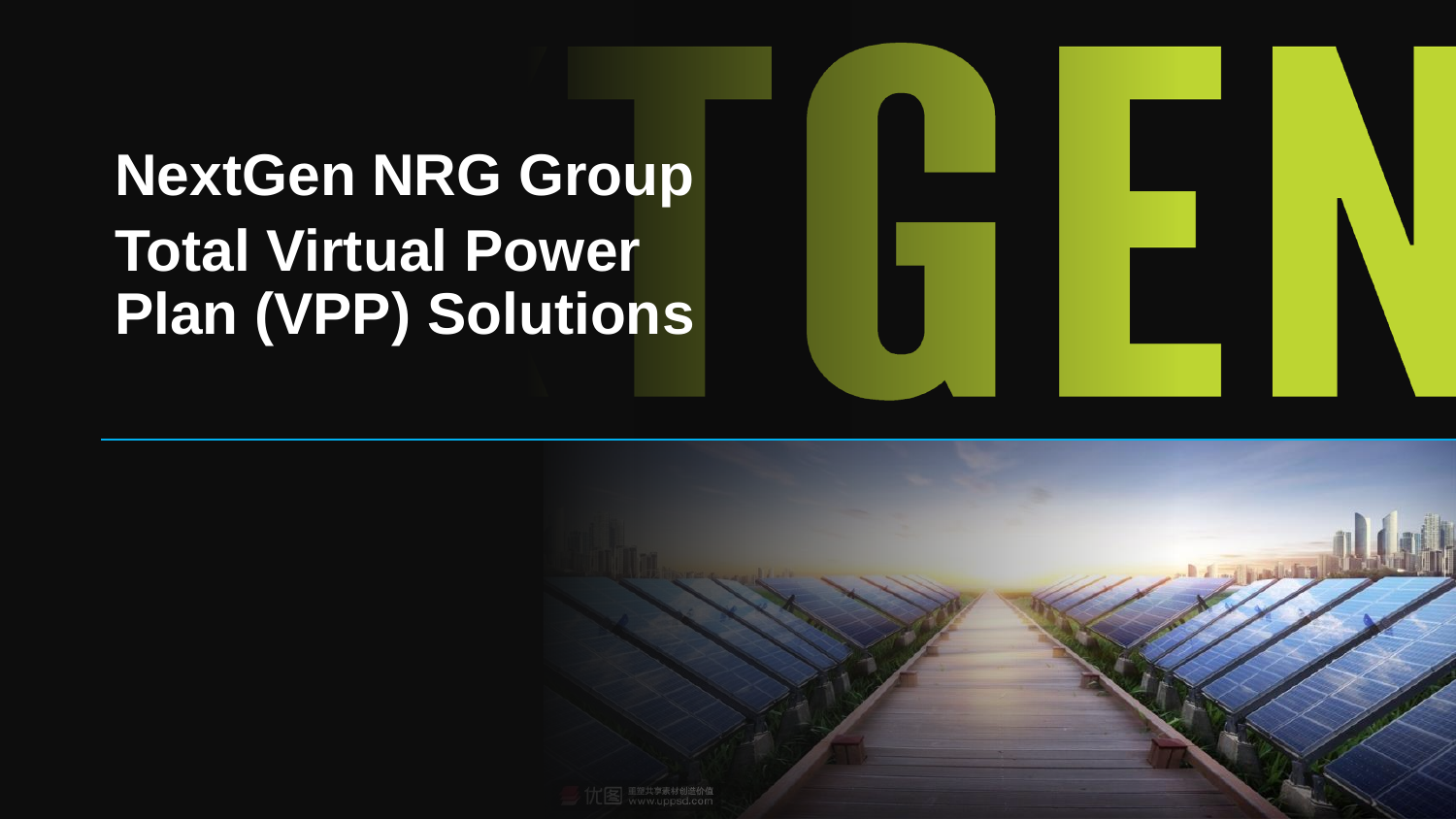# NextGen NRG Group

# Total Virtual Power Plan (VPP) Solutions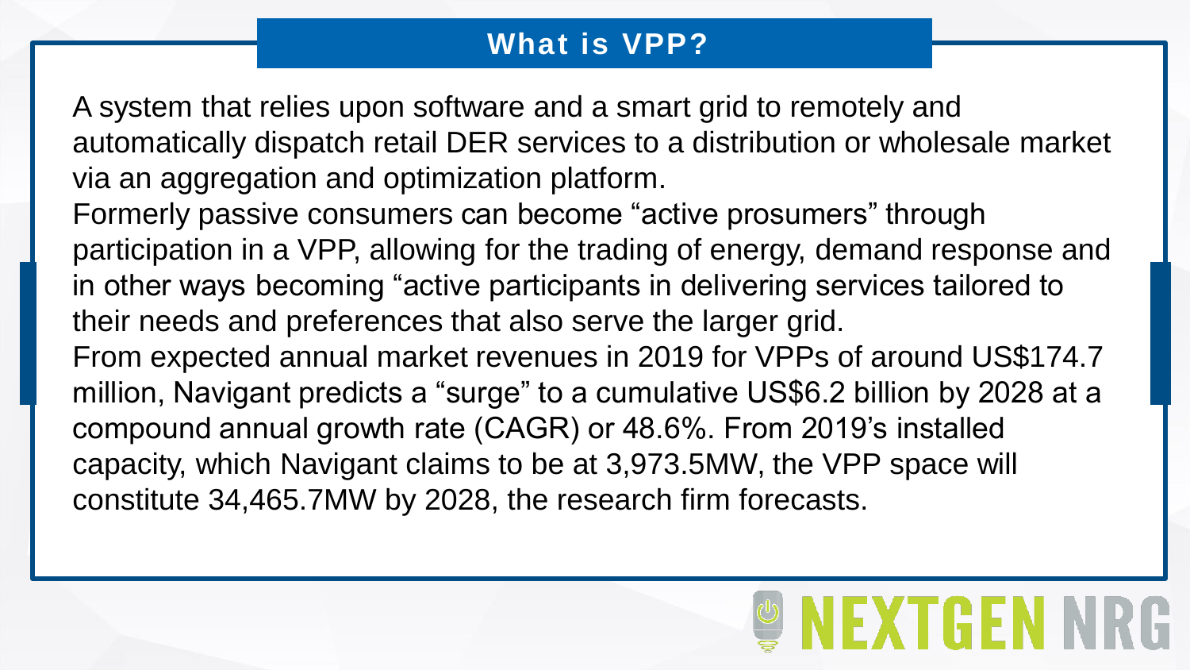## What is VPP?

A system that relies upon software and a smart grid to remotely and automatically dispatch retail DER services to a distribution or wholesale market via an aggregation and optimization platform.

Formerly passive consumers can become “active prosumers” through participation in a VPP, allowing for the trading of energy, demand response and in other ways becoming “active participants in delivering services tailored to their needs and preferences that also serve the larger grid.

From expected annual market revenues in 2019 for VPPs of around US$174.7 million, Navigant predicts a “surge” to a cumulative US$6.2 billion by 2028 at a compound annual growth rate (CAGR) or 48.6%. From 2019’s installed capacity, which Navigant claims to be at 3,973.5MW, the VPP space will constitute 34,465.7MW by 2028, the research firm forecasts.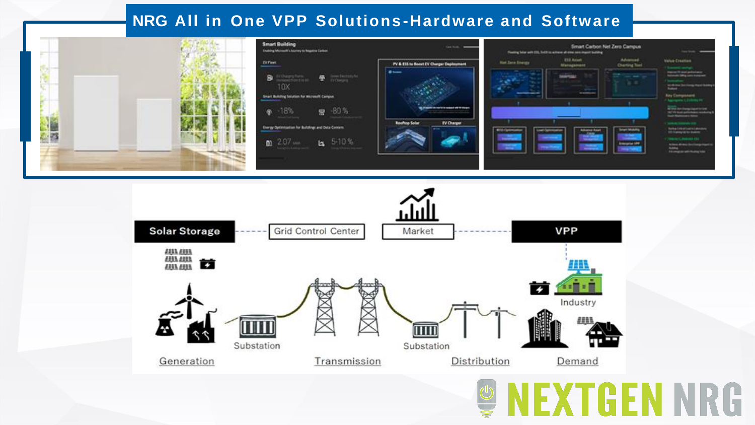# NRG All in One VPP Solutions-Hardware and Software

Solar Storage

Grid Control Center

Market

VPP

Industry

Substation

Substation

Generation

Transmission

Distribution

Demand

NEXTGEN NRG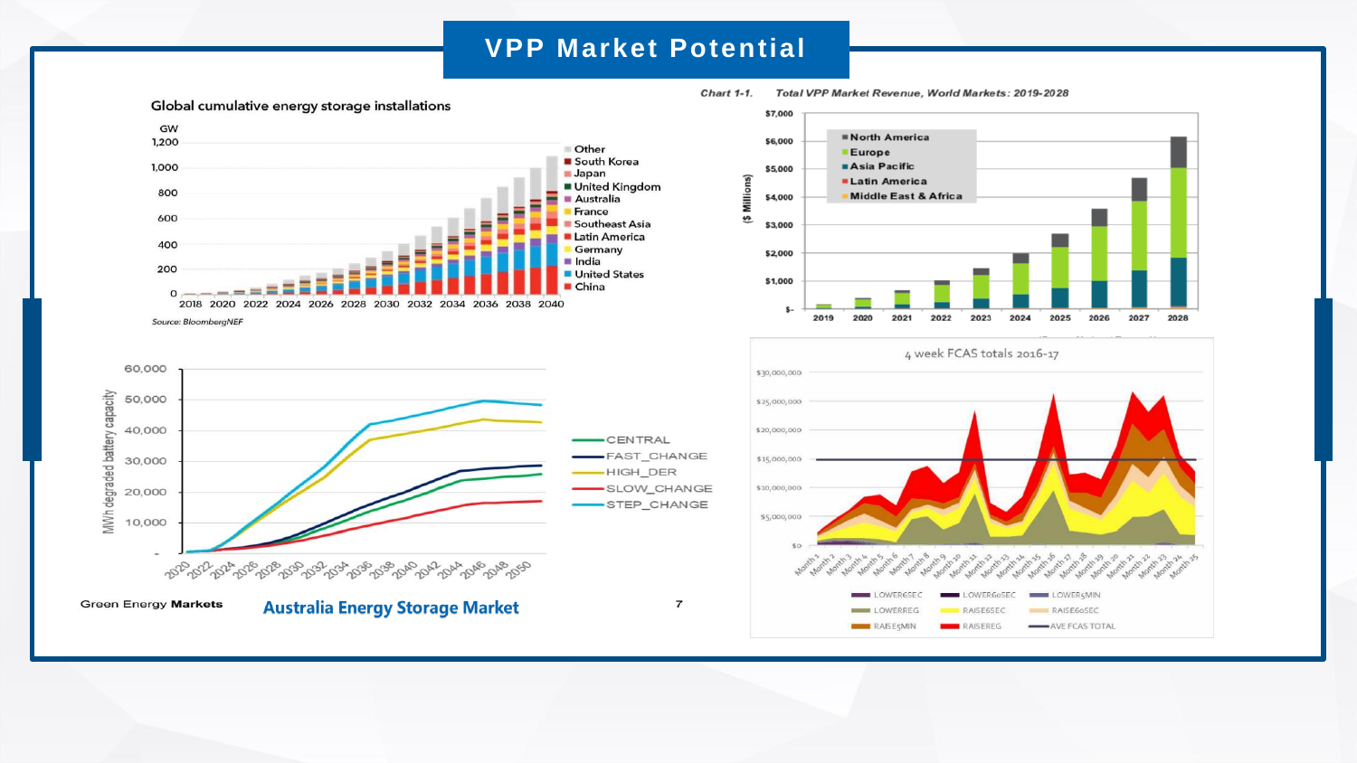# VPP Market Potential

**Global cumulative energy storage installations**

GW

Other, South Korea, Japan, United Kingdom, Australia, France, Southeast Asia, Latin America, Germany, India, United States, China

2018 2020 2022 2024 2026 2028 2030 2032 2034 2036 2038 2040

*Source: BloombergNEF*

*Chart 1-1. Total VPP Market Revenue, World Markets: 2019-2028*

($ Millions)

North America, Europe, Asia Pacific, Latin America, Middle East & Africa

2019 2020 2021 2022 2023 2024 2025 2026 2027 2028

MWh degraded battery capacity

CENTRAL, FAST_CHANGE, HIGH_DER, SLOW_CHANGE, STEP_CHANGE

4 week FCAS totals 2016-17

LOWER6SEC, LOWER60SEC, LOWER5MIN, LOWERREG, RAISE6SEC, RAISE60SEC, RAISE5MIN, RAISEREG, AVE FCAS TOTAL

Green Energy **Markets**

**Australia Energy Storage Market**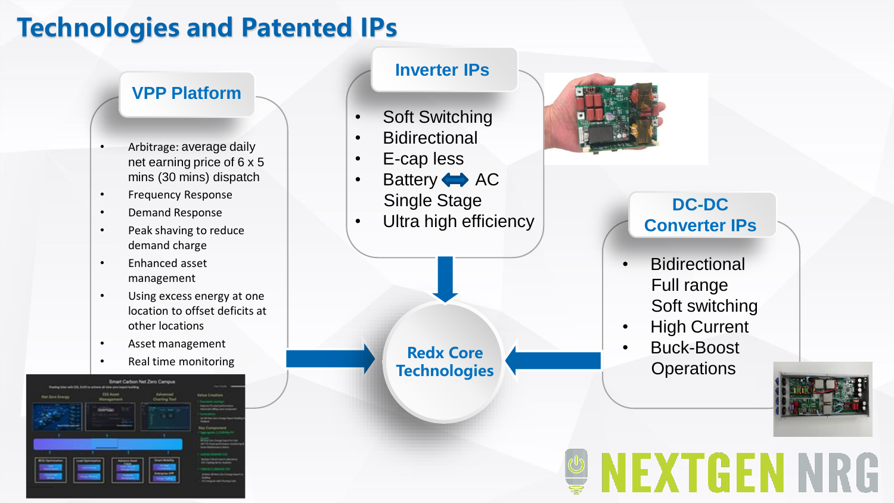# Technologies and Patented IPs

## VPP Platform

- Arbitrage: average daily net earning price of 6 x 5 mins (30 mins) dispatch
- Frequency Response
- Demand Response
- Peak shaving to reduce demand charge
- Enhanced asset management
- Using excess energy at one location to offset deficits at other locations
- Asset management
- Real time monitoring

## Inverter IPs

- Soft Switching
- Bidirectional
- E-cap less
- Battery ⟺ AC Single Stage
- Ultra high efficiency

## DC-DC Converter IPs

- Bidirectional Full range Soft switching
- High Current
- Buck-Boost Operations

## Redx Core Technologies

NEXTGEN NRG